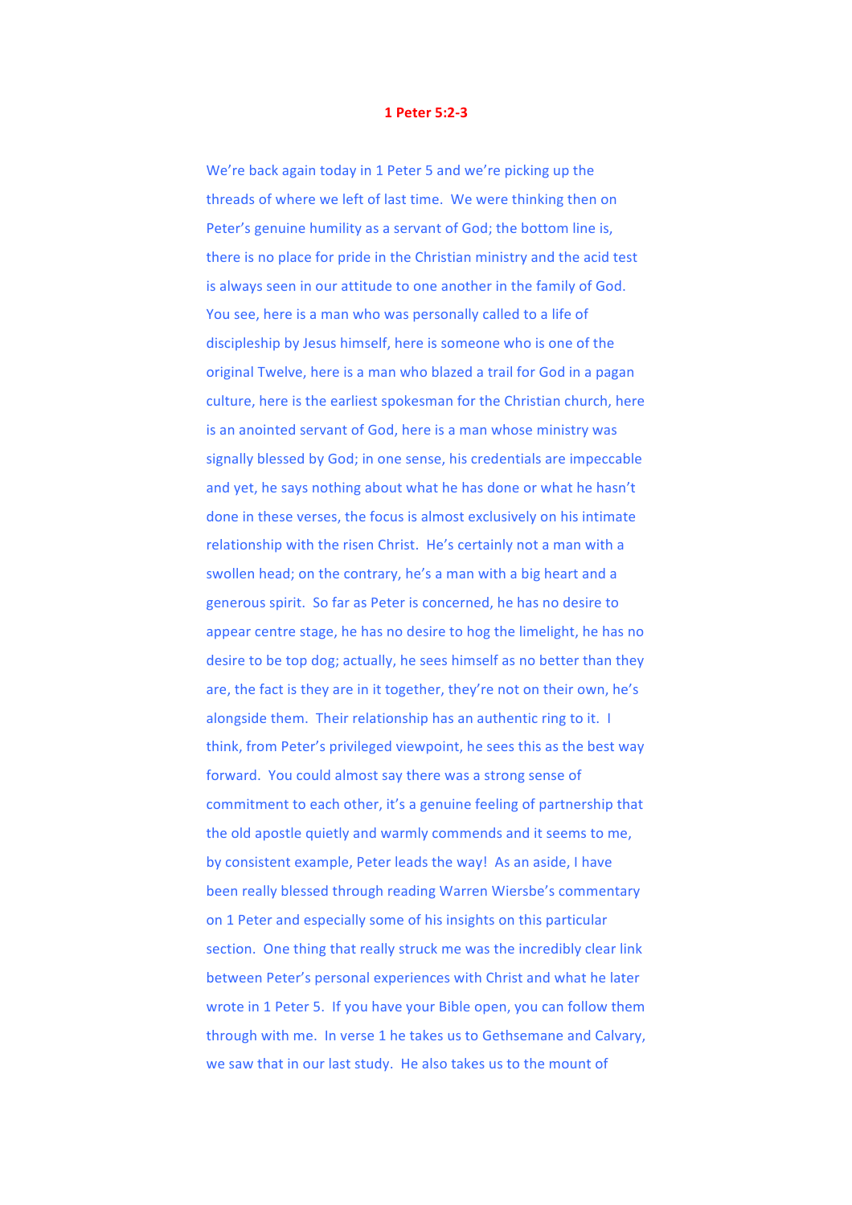# 1 Peter 5:2-3

We're back again today in 1 Peter 5 and we're picking up the threads of where we left of last time. We were thinking then on Peter's genuine humility as a servant of God; the bottom line is, there is no place for pride in the Christian ministry and the acid test is always seen in our attitude to one another in the family of God. You see, here is a man who was personally called to a life of discipleship by Jesus himself, here is someone who is one of the original Twelve, here is a man who blazed a trail for God in a pagan culture, here is the earliest spokesman for the Christian church, here is an anointed servant of God, here is a man whose ministry was signally blessed by God; in one sense, his credentials are impeccable and yet, he says nothing about what he has done or what he hasn't done in these verses, the focus is almost exclusively on his intimate relationship with the risen Christ. He's certainly not a man with a swollen head; on the contrary, he's a man with a big heart and a generous spirit. So far as Peter is concerned, he has no desire to appear centre stage, he has no desire to hog the limelight, he has no desire to be top dog; actually, he sees himself as no better than they are, the fact is they are in it together, they're not on their own, he's alongside them. Their relationship has an authentic ring to it. I think, from Peter's privileged viewpoint, he sees this as the best way forward. You could almost say there was a strong sense of commitment to each other, it's a genuine feeling of partnership that the old apostle quietly and warmly commends and it seems to me, by consistent example, Peter leads the way! As an aside, I have been really blessed through reading Warren Wiersbe's commentary on 1 Peter and especially some of his insights on this particular section. One thing that really struck me was the incredibly clear link between Peter's personal experiences with Christ and what he later wrote in 1 Peter 5. If you have your Bible open, you can follow them through with me. In verse 1 he takes us to Gethsemane and Calvary, we saw that in our last study. He also takes us to the mount of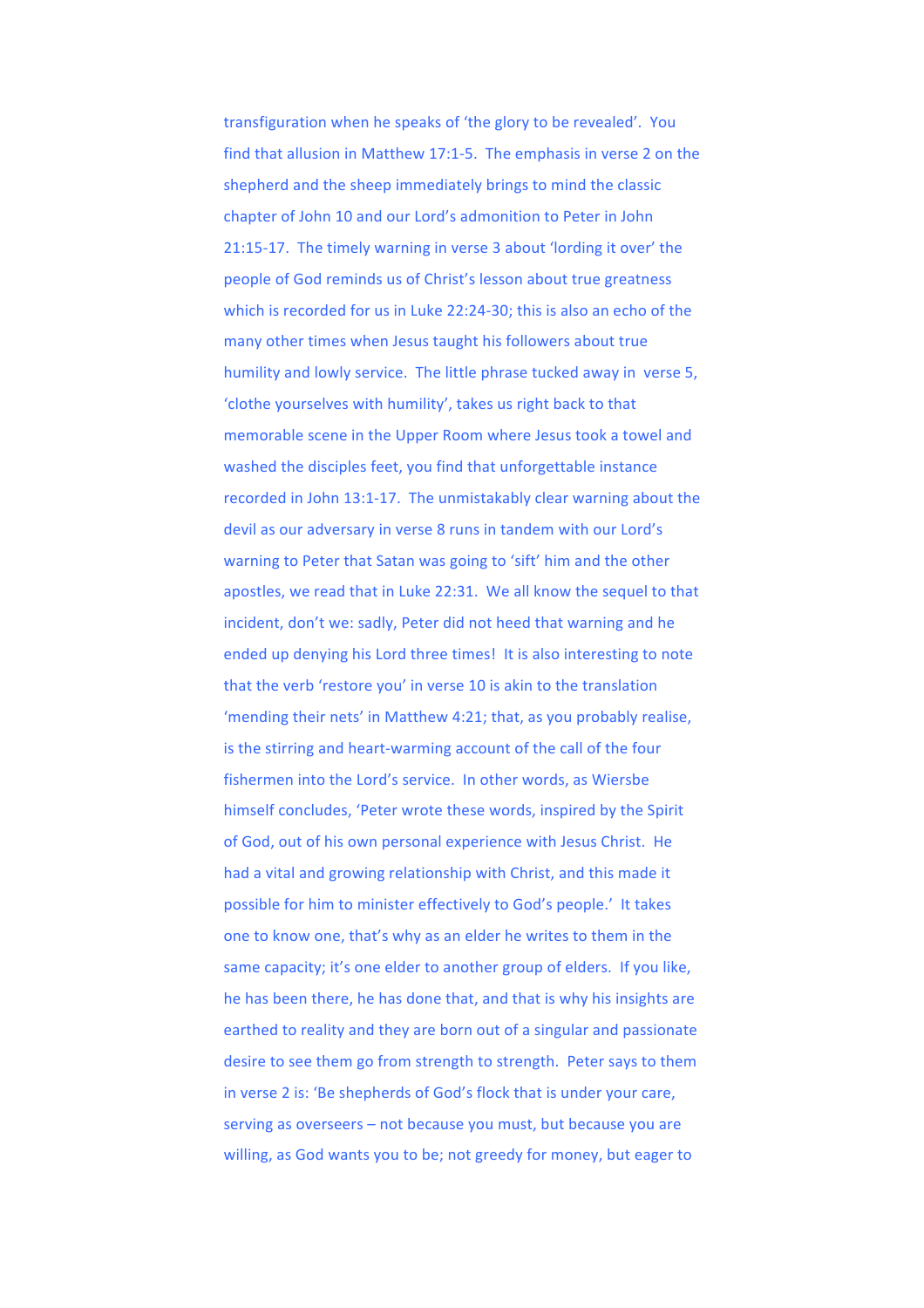transfiguration when he speaks of 'the glory to be revealed'. You find that allusion in Matthew 17:1-5. The emphasis in verse 2 on the shepherd and the sheep immediately brings to mind the classic chapter of John 10 and our Lord's admonition to Peter in John 21:15-17. The timely warning in verse 3 about 'lording it over' the people of God reminds us of Christ's lesson about true greatness which is recorded for us in Luke 22:24-30; this is also an echo of the many other times when Jesus taught his followers about true humility and lowly service. The little phrase tucked away in verse 5, 'clothe yourselves with humility', takes us right back to that memorable scene in the Upper Room where Jesus took a towel and washed the disciples feet, you find that unforgettable instance recorded in John 13:1-17. The unmistakably clear warning about the devil as our adversary in verse 8 runs in tandem with our Lord's warning to Peter that Satan was going to 'sift' him and the other apostles, we read that in Luke 22:31. We all know the sequel to that incident, don't we: sadly, Peter did not heed that warning and he ended up denying his Lord three times! It is also interesting to note that the verb 'restore you' in verse 10 is akin to the translation 'mending their nets' in Matthew 4:21; that, as you probably realise, is the stirring and heart-warming account of the call of the four fishermen into the Lord's service. In other words, as Wiersbe himself concludes, 'Peter wrote these words, inspired by the Spirit of God, out of his own personal experience with Jesus Christ. He had a vital and growing relationship with Christ, and this made it possible for him to minister effectively to God's people.' It takes one to know one, that's why as an elder he writes to them in the same capacity; it's one elder to another group of elders. If you like, he has been there, he has done that, and that is why his insights are earthed to reality and they are born out of a singular and passionate desire to see them go from strength to strength. Peter says to them in verse 2 is: 'Be shepherds of God's flock that is under your care, serving as overseers – not because you must, but because you are willing, as God wants you to be; not greedy for money, but eager to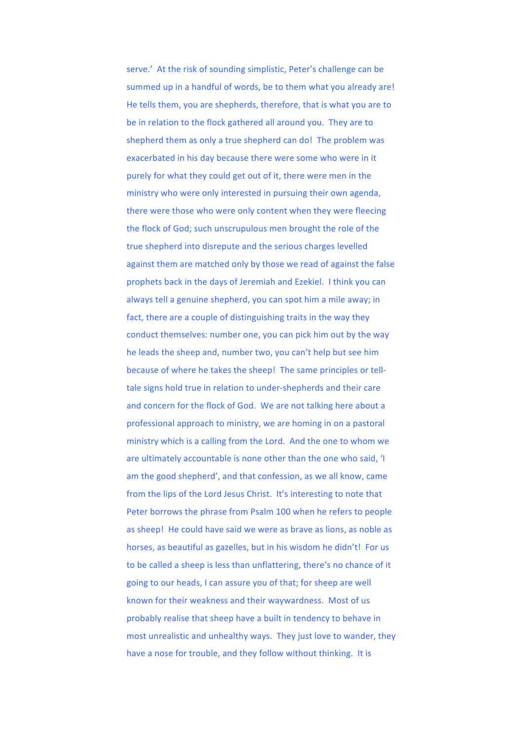serve.' At the risk of sounding simplistic, Peter's challenge can be summed up in a handful of words, be to them what you already are! He tells them, you are shepherds, therefore, that is what you are to be in relation to the flock gathered all around you. They are to shepherd them as only a true shepherd can do! The problem was exacerbated in his day because there were some who were in it purely for what they could get out of it, there were men in the ministry who were only interested in pursuing their own agenda, there were those who were only content when they were fleecing the flock of God; such unscrupulous men brought the role of the true shepherd into disrepute and the serious charges levelled against them are matched only by those we read of against the false prophets back in the days of Jeremiah and Ezekiel. I think you can always tell a genuine shepherd, you can spot him a mile away; in fact, there are a couple of distinguishing traits in the way they conduct themselves: number one, you can pick him out by the way he leads the sheep and, number two, you can't help but see him because of where he takes the sheep! The same principles or tell-tale signs hold true in relation to under-shepherds and their care and concern for the flock of God. We are not talking here about a professional approach to ministry, we are homing in on a pastoral ministry which is a calling from the Lord. And the one to whom we are ultimately accountable is none other than the one who said, 'I am the good shepherd', and that confession, as we all know, came from the lips of the Lord Jesus Christ. It's interesting to note that Peter borrows the phrase from Psalm 100 when he refers to people as sheep! He could have said we were as brave as lions, as noble as horses, as beautiful as gazelles, but in his wisdom he didn't! For us to be called a sheep is less than unflattering, there's no chance of it going to our heads, I can assure you of that; for sheep are well known for their weakness and their waywardness. Most of us probably realise that sheep have a built in tendency to behave in most unrealistic and unhealthy ways. They just love to wander, they have a nose for trouble, and they follow without thinking. It is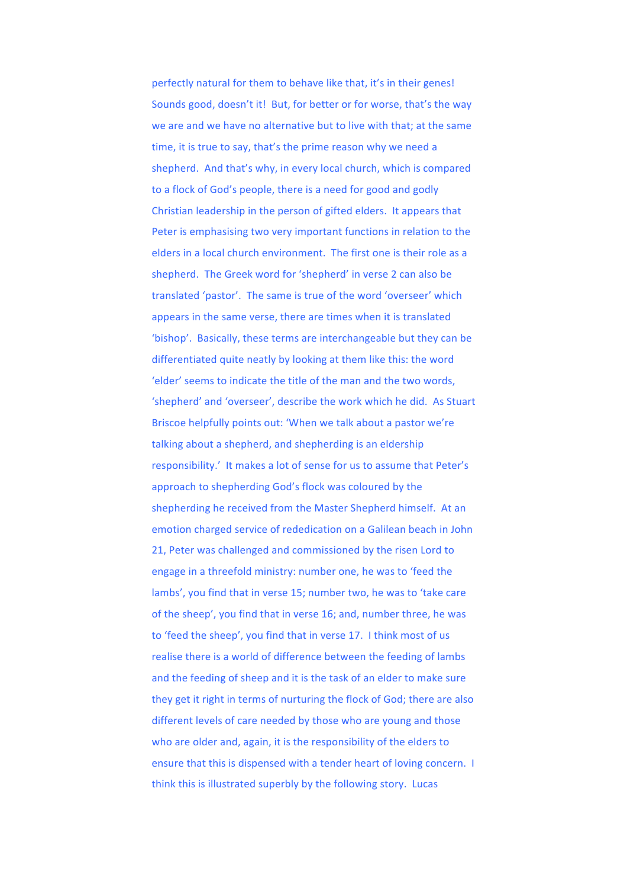perfectly natural for them to behave like that, it's in their genes! Sounds good, doesn't it! But, for better or for worse, that's the way we are and we have no alternative but to live with that; at the same time, it is true to say, that's the prime reason why we need a shepherd. And that's why, in every local church, which is compared to a flock of God's people, there is a need for good and godly Christian leadership in the person of gifted elders. It appears that Peter is emphasising two very important functions in relation to the elders in a local church environment. The first one is their role as a shepherd. The Greek word for 'shepherd' in verse 2 can also be translated 'pastor'. The same is true of the word 'overseer' which appears in the same verse, there are times when it is translated 'bishop'. Basically, these terms are interchangeable but they can be differentiated quite neatly by looking at them like this: the word 'elder' seems to indicate the title of the man and the two words, 'shepherd' and 'overseer', describe the work which he did. As Stuart Briscoe helpfully points out: 'When we talk about a pastor we're talking about a shepherd, and shepherding is an eldership responsibility.' It makes a lot of sense for us to assume that Peter's approach to shepherding God's flock was coloured by the shepherding he received from the Master Shepherd himself. At an emotion charged service of rededication on a Galilean beach in John 21, Peter was challenged and commissioned by the risen Lord to engage in a threefold ministry: number one, he was to 'feed the lambs', you find that in verse 15; number two, he was to 'take care of the sheep', you find that in verse 16; and, number three, he was to 'feed the sheep', you find that in verse 17. I think most of us realise there is a world of difference between the feeding of lambs and the feeding of sheep and it is the task of an elder to make sure they get it right in terms of nurturing the flock of God; there are also different levels of care needed by those who are young and those who are older and, again, it is the responsibility of the elders to ensure that this is dispensed with a tender heart of loving concern. I think this is illustrated superbly by the following story. Lucas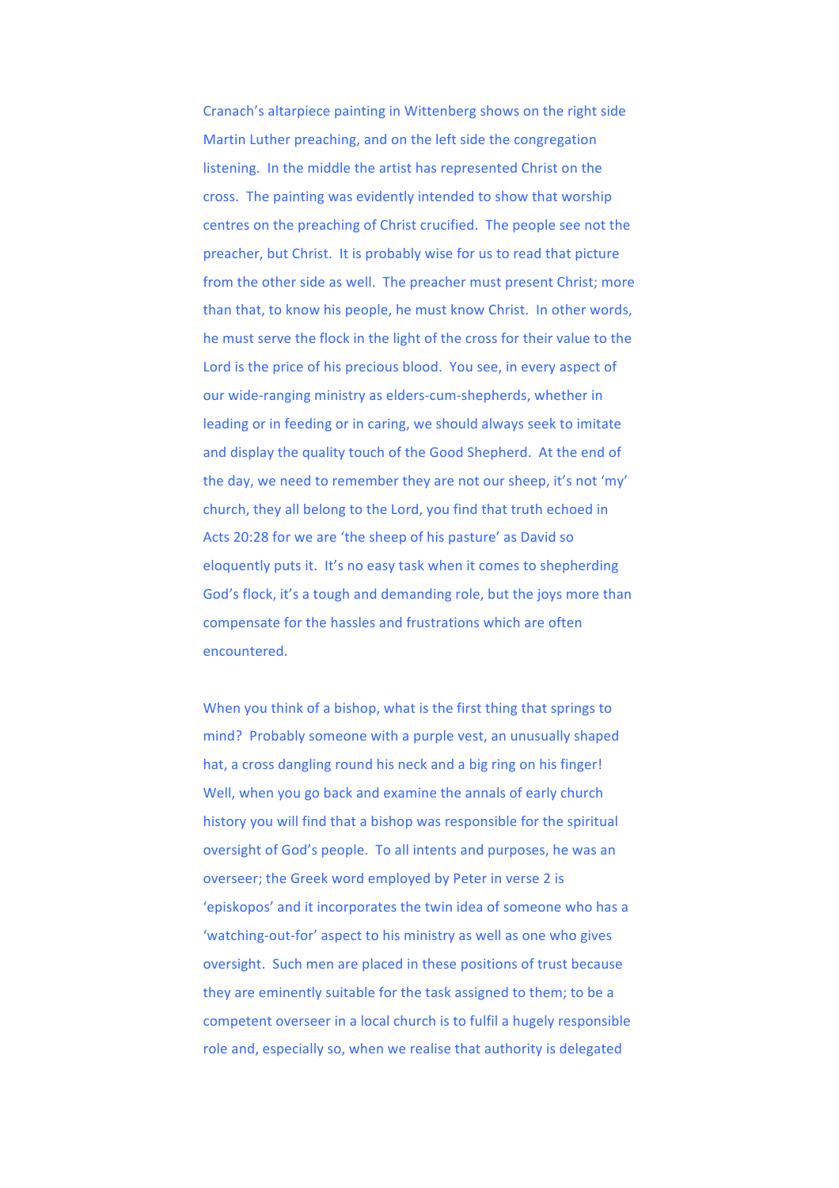Cranach's altarpiece painting in Wittenberg shows on the right side Martin Luther preaching, and on the left side the congregation listening. In the middle the artist has represented Christ on the cross. The painting was evidently intended to show that worship centres on the preaching of Christ crucified. The people see not the preacher, but Christ. It is probably wise for us to read that picture from the other side as well. The preacher must present Christ; more than that, to know his people, he must know Christ. In other words, he must serve the flock in the light of the cross for their value to the Lord is the price of his precious blood. You see, in every aspect of our wide-ranging ministry as elders-cum-shepherds, whether in leading or in feeding or in caring, we should always seek to imitate and display the quality touch of the Good Shepherd. At the end of the day, we need to remember they are not our sheep, it's not 'my' church, they all belong to the Lord, you find that truth echoed in Acts 20:28 for we are 'the sheep of his pasture' as David so eloquently puts it. It's no easy task when it comes to shepherding God's flock, it's a tough and demanding role, but the joys more than compensate for the hassles and frustrations which are often encountered.

When you think of a bishop, what is the first thing that springs to mind? Probably someone with a purple vest, an unusually shaped hat, a cross dangling round his neck and a big ring on his finger! Well, when you go back and examine the annals of early church history you will find that a bishop was responsible for the spiritual oversight of God's people. To all intents and purposes, he was an overseer; the Greek word employed by Peter in verse 2 is 'episkopos' and it incorporates the twin idea of someone who has a 'watching-out-for' aspect to his ministry as well as one who gives oversight. Such men are placed in these positions of trust because they are eminently suitable for the task assigned to them; to be a competent overseer in a local church is to fulfil a hugely responsible role and, especially so, when we realise that authority is delegated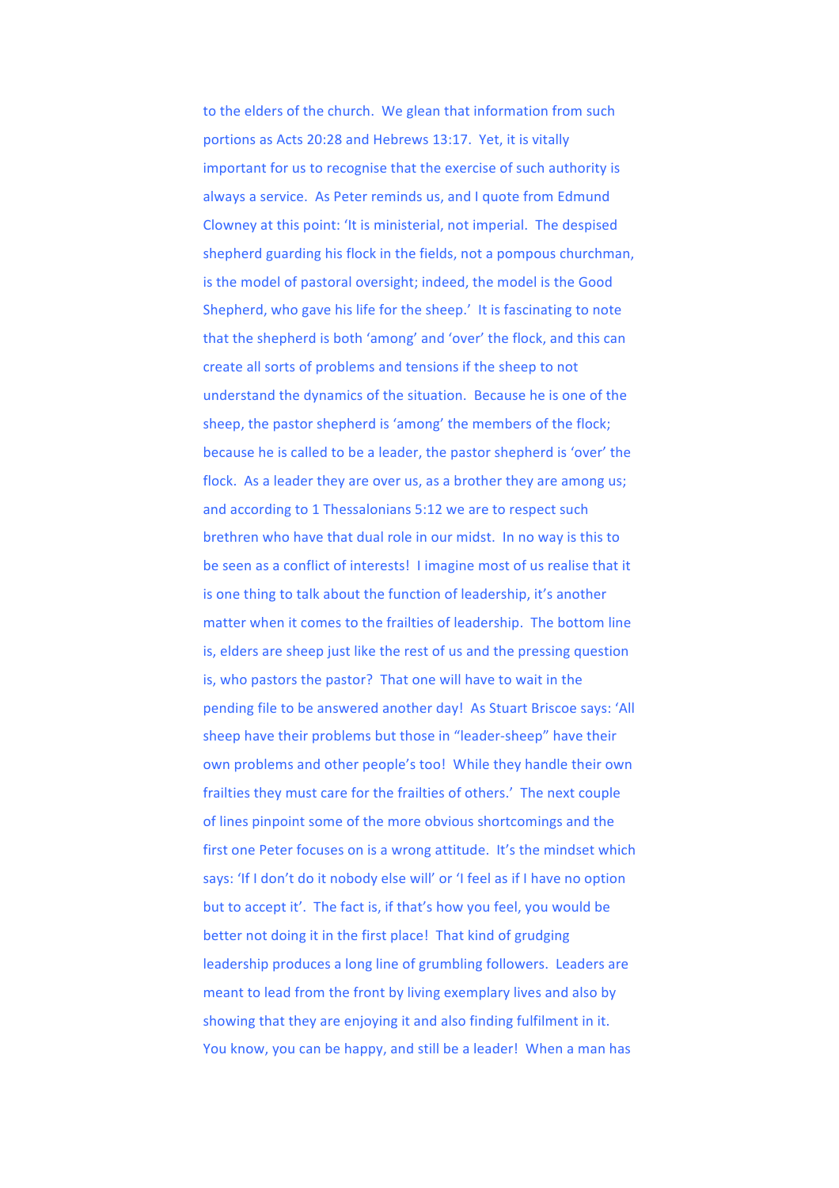to the elders of the church. We glean that information from such portions as Acts 20:28 and Hebrews 13:17. Yet, it is vitally important for us to recognise that the exercise of such authority is always a service. As Peter reminds us, and I quote from Edmund Clowney at this point: 'It is ministerial, not imperial. The despised shepherd guarding his flock in the fields, not a pompous churchman, is the model of pastoral oversight; indeed, the model is the Good Shepherd, who gave his life for the sheep.' It is fascinating to note that the shepherd is both 'among' and 'over' the flock, and this can create all sorts of problems and tensions if the sheep to not understand the dynamics of the situation. Because he is one of the sheep, the pastor shepherd is 'among' the members of the flock; because he is called to be a leader, the pastor shepherd is 'over' the flock. As a leader they are over us, as a brother they are among us; and according to 1 Thessalonians 5:12 we are to respect such brethren who have that dual role in our midst. In no way is this to be seen as a conflict of interests! I imagine most of us realise that it is one thing to talk about the function of leadership, it's another matter when it comes to the frailties of leadership. The bottom line is, elders are sheep just like the rest of us and the pressing question is, who pastors the pastor? That one will have to wait in the pending file to be answered another day! As Stuart Briscoe says: 'All sheep have their problems but those in "leader-sheep" have their own problems and other people's too! While they handle their own frailties they must care for the frailties of others.' The next couple of lines pinpoint some of the more obvious shortcomings and the first one Peter focuses on is a wrong attitude. It's the mindset which says: 'If I don't do it nobody else will' or 'I feel as if I have no option but to accept it'. The fact is, if that's how you feel, you would be better not doing it in the first place! That kind of grudging leadership produces a long line of grumbling followers. Leaders are meant to lead from the front by living exemplary lives and also by showing that they are enjoying it and also finding fulfilment in it. You know, you can be happy, and still be a leader! When a man has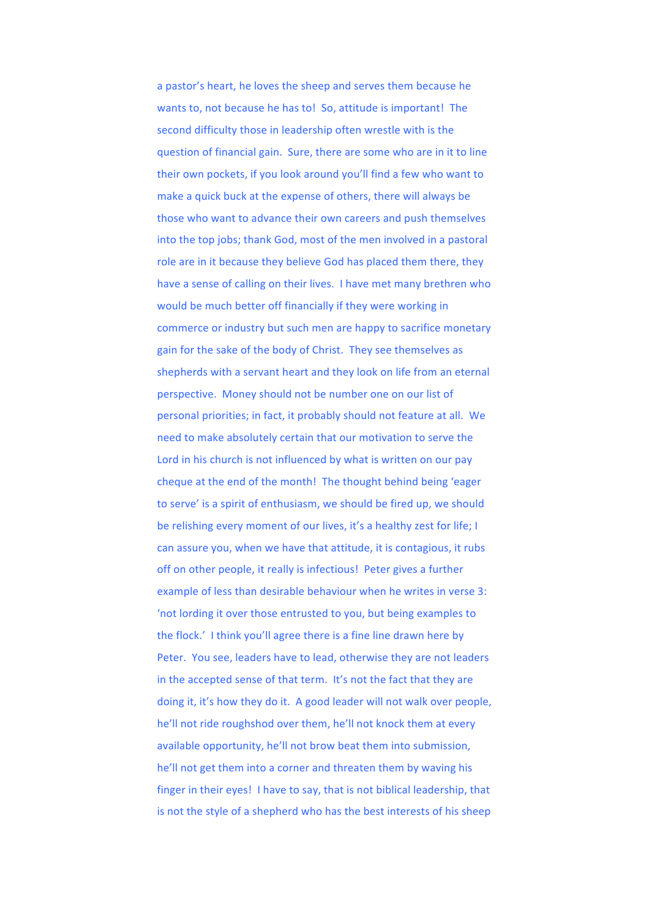a pastor's heart, he loves the sheep and serves them because he wants to, not because he has to! So, attitude is important! The second difficulty those in leadership often wrestle with is the question of financial gain. Sure, there are some who are in it to line their own pockets, if you look around you'll find a few who want to make a quick buck at the expense of others, there will always be those who want to advance their own careers and push themselves into the top jobs; thank God, most of the men involved in a pastoral role are in it because they believe God has placed them there, they have a sense of calling on their lives. I have met many brethren who would be much better off financially if they were working in commerce or industry but such men are happy to sacrifice monetary gain for the sake of the body of Christ. They see themselves as shepherds with a servant heart and they look on life from an eternal perspective. Money should not be number one on our list of personal priorities; in fact, it probably should not feature at all. We need to make absolutely certain that our motivation to serve the Lord in his church is not influenced by what is written on our pay cheque at the end of the month! The thought behind being 'eager to serve' is a spirit of enthusiasm, we should be fired up, we should be relishing every moment of our lives, it's a healthy zest for life; I can assure you, when we have that attitude, it is contagious, it rubs off on other people, it really is infectious! Peter gives a further example of less than desirable behaviour when he writes in verse 3: 'not lording it over those entrusted to you, but being examples to the flock.' I think you'll agree there is a fine line drawn here by Peter. You see, leaders have to lead, otherwise they are not leaders in the accepted sense of that term. It's not the fact that they are doing it, it's how they do it. A good leader will not walk over people, he'll not ride roughshod over them, he'll not knock them at every available opportunity, he'll not brow beat them into submission, he'll not get them into a corner and threaten them by waving his finger in their eyes! I have to say, that is not biblical leadership, that is not the style of a shepherd who has the best interests of his sheep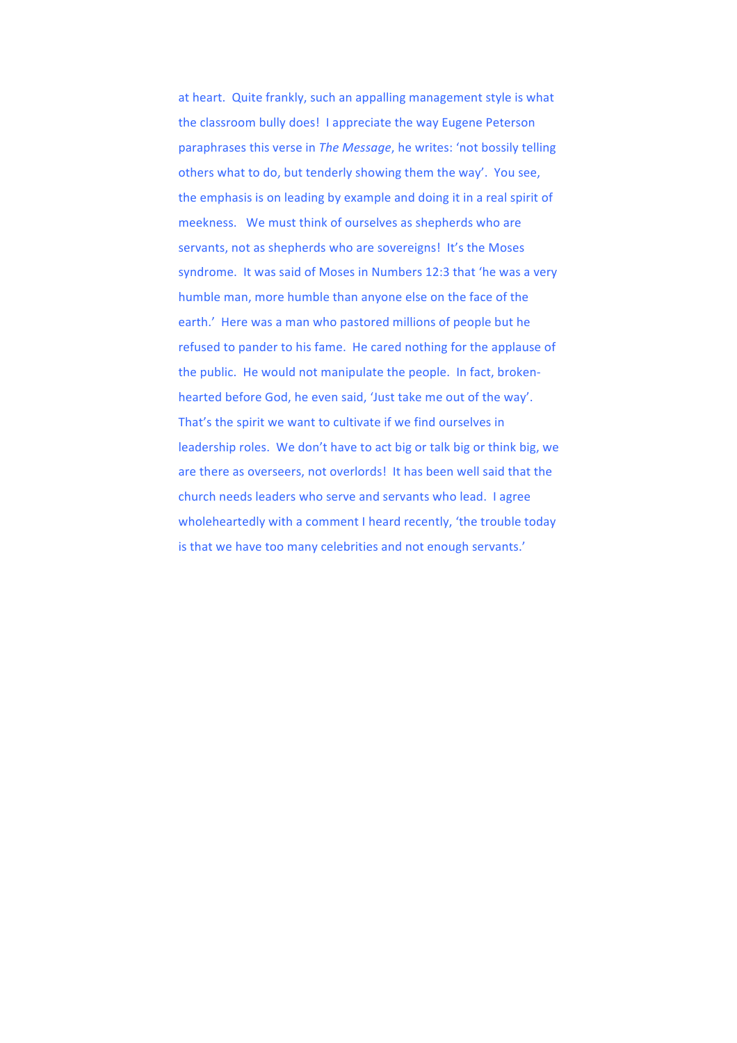at heart. Quite frankly, such an appalling management style is what the classroom bully does! I appreciate the way Eugene Peterson paraphrases this verse in *The Message*, he writes: 'not bossily telling others what to do, but tenderly showing them the way'. You see, the emphasis is on leading by example and doing it in a real spirit of meekness. We must think of ourselves as shepherds who are servants, not as shepherds who are sovereigns! It's the Moses syndrome. It was said of Moses in Numbers 12:3 that 'he was a very humble man, more humble than anyone else on the face of the earth.' Here was a man who pastored millions of people but he refused to pander to his fame. He cared nothing for the applause of the public. He would not manipulate the people. In fact, broken-hearted before God, he even said, 'Just take me out of the way'. That's the spirit we want to cultivate if we find ourselves in leadership roles. We don't have to act big or talk big or think big, we are there as overseers, not overlords! It has been well said that the church needs leaders who serve and servants who lead. I agree wholeheartedly with a comment I heard recently, 'the trouble today is that we have too many celebrities and not enough servants.'